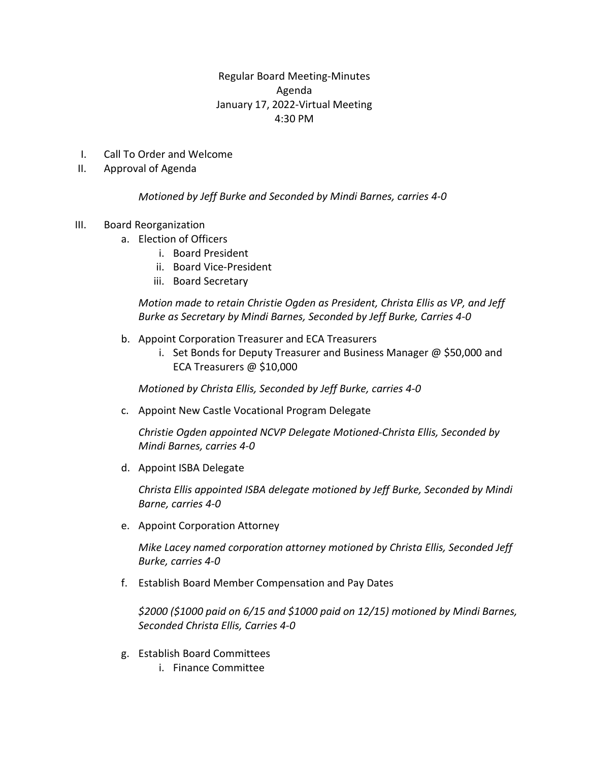Regular Board Meeting-Minutes
Agenda
January 17, 2022-Virtual Meeting
4:30 PM

I. Call To Order and Welcome
II. Approval of Agenda

   *Motioned by Jeff Burke and Seconded by Mindi Barnes, carries 4-0*

III. Board Reorganization
   a. Election of Officers
      i. Board President
      ii. Board Vice-President
      iii. Board Secretary

      *Motion made to retain Christie Ogden as President, Christa Ellis as VP, and Jeff Burke as Secretary by Mindi Barnes, Seconded by Jeff Burke, Carries 4-0*

   b. Appoint Corporation Treasurer and ECA Treasurers
      i. Set Bonds for Deputy Treasurer and Business Manager @ $50,000 and ECA Treasurers @ $10,000

      *Motioned by Christa Ellis, Seconded by Jeff Burke, carries 4-0*

   c. Appoint New Castle Vocational Program Delegate

      *Christie Ogden appointed NCVP Delegate Motioned-Christa Ellis, Seconded by Mindi Barnes, carries 4-0*

   d. Appoint ISBA Delegate

      *Christa Ellis appointed ISBA delegate motioned by Jeff Burke, Seconded by Mindi Barne, carries 4-0*

   e. Appoint Corporation Attorney

      *Mike Lacey named corporation attorney motioned by Christa Ellis, Seconded Jeff Burke, carries 4-0*

   f. Establish Board Member Compensation and Pay Dates

      *$2000 ($1000 paid on 6/15 and $1000 paid on 12/15) motioned by Mindi Barnes, Seconded Christa Ellis, Carries 4-0*

   g. Establish Board Committees
      i. Finance Committee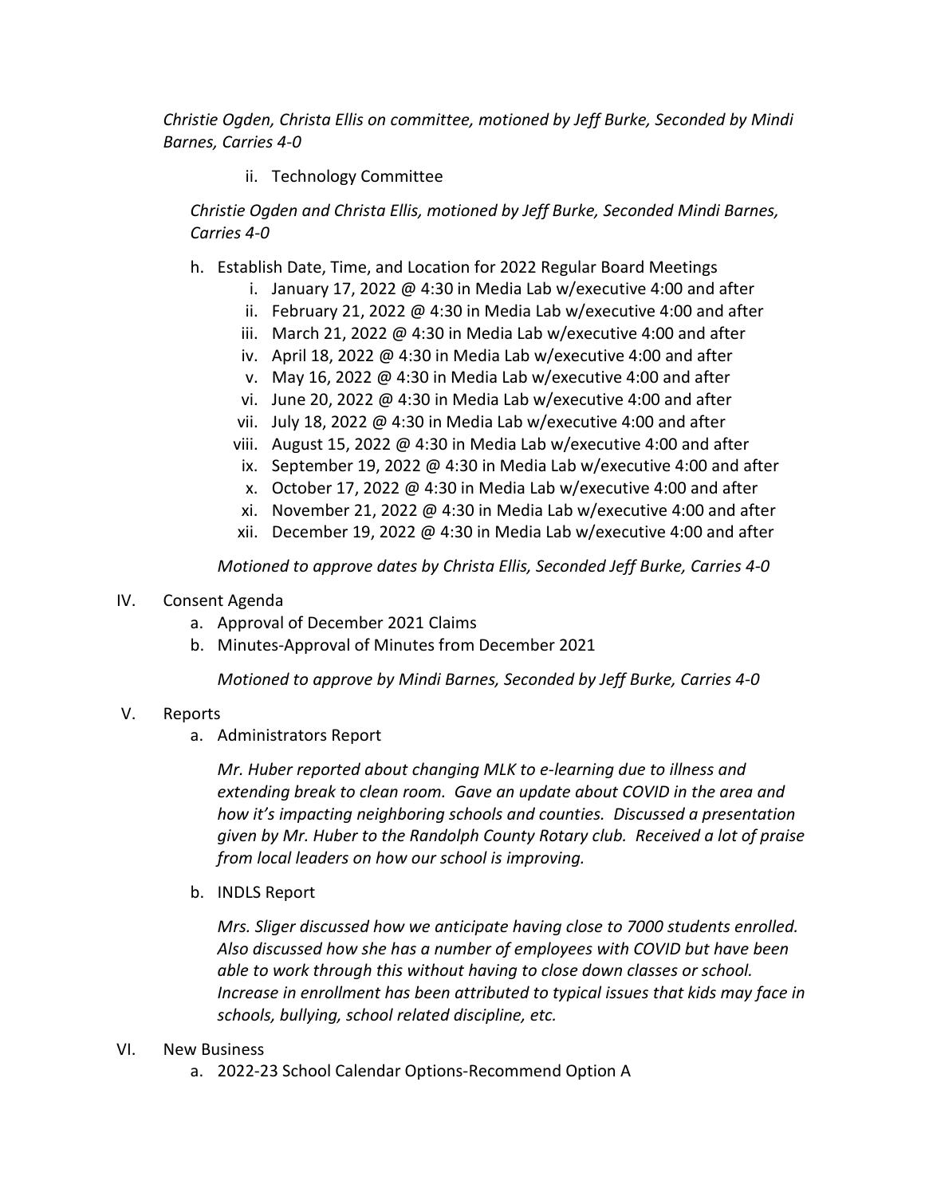*Christie Ogden, Christa Ellis on committee, motioned by Jeff Burke, Seconded by Mindi Barnes, Carries 4-0*

ii. Technology Committee

*Christie Ogden and Christa Ellis, motioned by Jeff Burke, Seconded Mindi Barnes, Carries 4-0*

h. Establish Date, Time, and Location for 2022 Regular Board Meetings
   i. January 17, 2022 @ 4:30 in Media Lab w/executive 4:00 and after
   ii. February 21, 2022 @ 4:30 in Media Lab w/executive 4:00 and after
   iii. March 21, 2022 @ 4:30 in Media Lab w/executive 4:00 and after
   iv. April 18, 2022 @ 4:30 in Media Lab w/executive 4:00 and after
   v. May 16, 2022 @ 4:30 in Media Lab w/executive 4:00 and after
   vi. June 20, 2022 @ 4:30 in Media Lab w/executive 4:00 and after
   vii. July 18, 2022 @ 4:30 in Media Lab w/executive 4:00 and after
   viii. August 15, 2022 @ 4:30 in Media Lab w/executive 4:00 and after
   ix. September 19, 2022 @ 4:30 in Media Lab w/executive 4:00 and after
   x. October 17, 2022 @ 4:30 in Media Lab w/executive 4:00 and after
   xi. November 21, 2022 @ 4:30 in Media Lab w/executive 4:00 and after
   xii. December 19, 2022 @ 4:30 in Media Lab w/executive 4:00 and after

*Motioned to approve dates by Christa Ellis, Seconded Jeff Burke, Carries 4-0*

IV. Consent Agenda
   a. Approval of December 2021 Claims
   b. Minutes-Approval of Minutes from December 2021

*Motioned to approve by Mindi Barnes, Seconded by Jeff Burke, Carries 4-0*

V. Reports
   a. Administrators Report

*Mr. Huber reported about changing MLK to e-learning due to illness and extending break to clean room. Gave an update about COVID in the area and how it's impacting neighboring schools and counties. Discussed a presentation given by Mr. Huber to the Randolph County Rotary club. Received a lot of praise from local leaders on how our school is improving.*

   b. INDLS Report

*Mrs. Sliger discussed how we anticipate having close to 7000 students enrolled. Also discussed how she has a number of employees with COVID but have been able to work through this without having to close down classes or school. Increase in enrollment has been attributed to typical issues that kids may face in schools, bullying, school related discipline, etc.*

VI. New Business
   a. 2022-23 School Calendar Options-Recommend Option A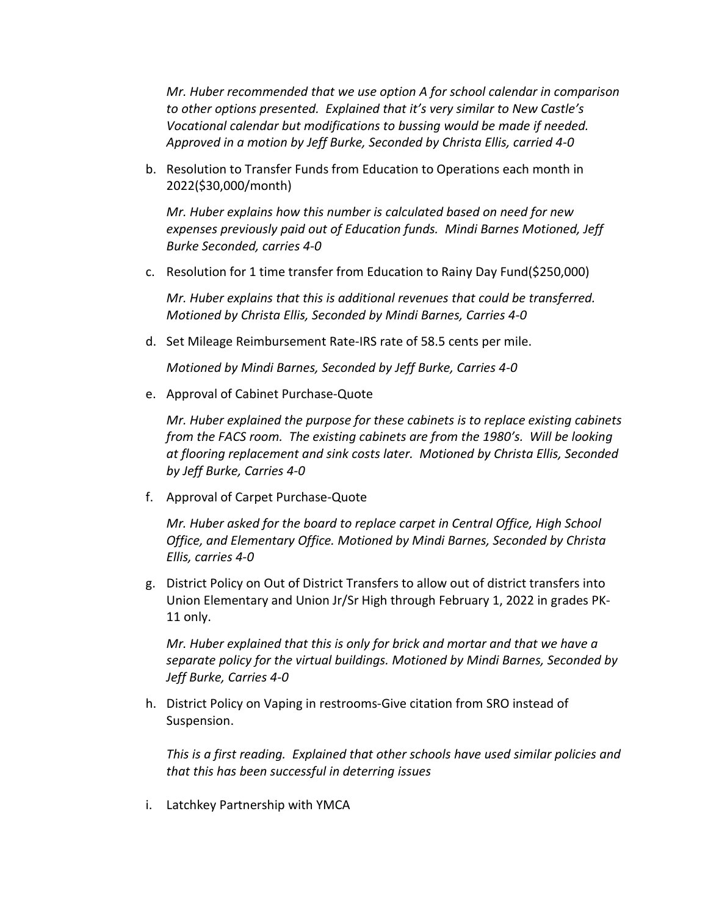*Mr. Huber recommended that we use option A for school calendar in comparison to other options presented. Explained that it's very similar to New Castle's Vocational calendar but modifications to bussing would be made if needed. Approved in a motion by Jeff Burke, Seconded by Christa Ellis, carried 4-0*

b. Resolution to Transfer Funds from Education to Operations each month in 2022($30,000/month)

   *Mr. Huber explains how this number is calculated based on need for new expenses previously paid out of Education funds. Mindi Barnes Motioned, Jeff Burke Seconded, carries 4-0*

c. Resolution for 1 time transfer from Education to Rainy Day Fund($250,000)

   *Mr. Huber explains that this is additional revenues that could be transferred. Motioned by Christa Ellis, Seconded by Mindi Barnes, Carries 4-0*

d. Set Mileage Reimbursement Rate-IRS rate of 58.5 cents per mile.

   *Motioned by Mindi Barnes, Seconded by Jeff Burke, Carries 4-0*

e. Approval of Cabinet Purchase-Quote

   *Mr. Huber explained the purpose for these cabinets is to replace existing cabinets from the FACS room. The existing cabinets are from the 1980's. Will be looking at flooring replacement and sink costs later. Motioned by Christa Ellis, Seconded by Jeff Burke, Carries 4-0*

f. Approval of Carpet Purchase-Quote

   *Mr. Huber asked for the board to replace carpet in Central Office, High School Office, and Elementary Office. Motioned by Mindi Barnes, Seconded by Christa Ellis, carries 4-0*

g. District Policy on Out of District Transfers to allow out of district transfers into Union Elementary and Union Jr/Sr High through February 1, 2022 in grades PK-11 only.

   *Mr. Huber explained that this is only for brick and mortar and that we have a separate policy for the virtual buildings. Motioned by Mindi Barnes, Seconded by Jeff Burke, Carries 4-0*

h. District Policy on Vaping in restrooms-Give citation from SRO instead of Suspension.

   *This is a first reading. Explained that other schools have used similar policies and that this has been successful in deterring issues*

i. Latchkey Partnership with YMCA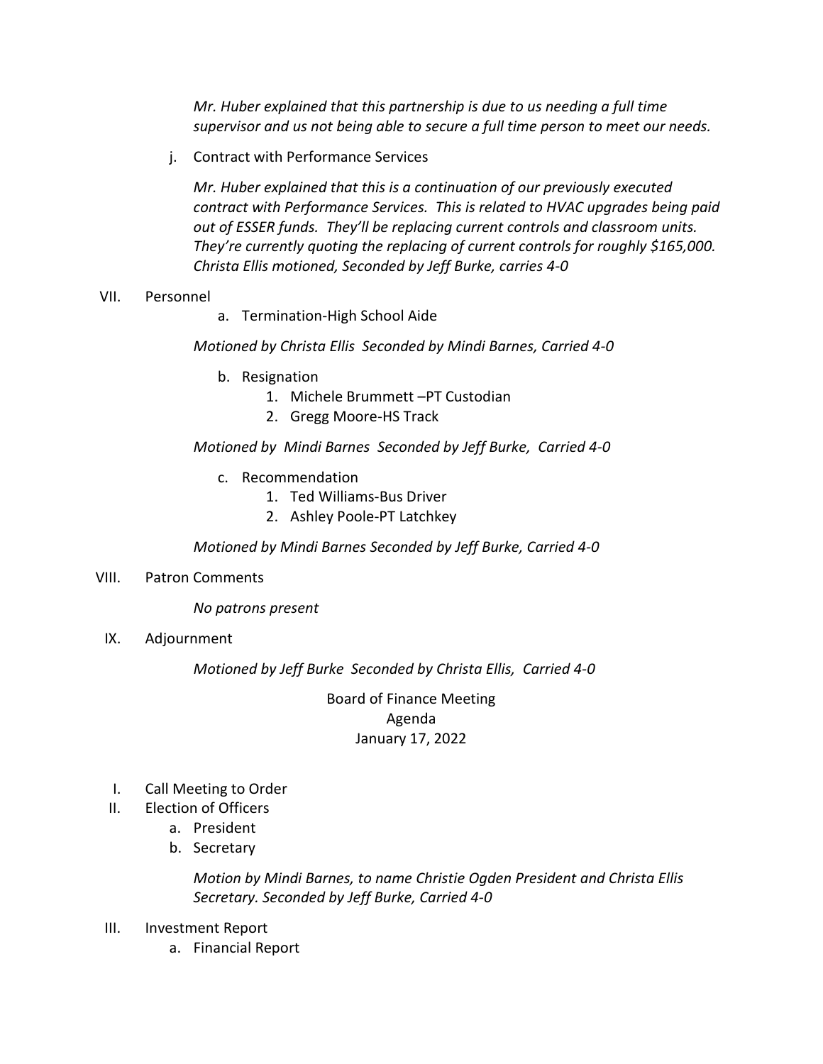*Mr. Huber explained that this partnership is due to us needing a full time supervisor and us not being able to secure a full time person to meet our needs.*

j. Contract with Performance Services

*Mr. Huber explained that this is a continuation of our previously executed contract with Performance Services. This is related to HVAC upgrades being paid out of ESSER funds. They'll be replacing current controls and classroom units. They're currently quoting the replacing of current controls for roughly $165,000. Christa Ellis motioned, Seconded by Jeff Burke, carries 4-0*

VII. Personnel

a. Termination-High School Aide

*Motioned by Christa Ellis Seconded by Mindi Barnes, Carried 4-0*

b. Resignation

1. Michele Brummett –PT Custodian
2. Gregg Moore-HS Track

*Motioned by Mindi Barnes Seconded by Jeff Burke, Carried 4-0*

c. Recommendation

1. Ted Williams-Bus Driver
2. Ashley Poole-PT Latchkey

*Motioned by Mindi Barnes Seconded by Jeff Burke, Carried 4-0*

VIII. Patron Comments

*No patrons present*

IX. Adjournment

*Motioned by Jeff Burke Seconded by Christa Ellis, Carried 4-0*

## Board of Finance Meeting
## Agenda
## January 17, 2022

I. Call Meeting to Order

II. Election of Officers

a. President
b. Secretary

*Motion by Mindi Barnes, to name Christie Ogden President and Christa Ellis Secretary. Seconded by Jeff Burke, Carried 4-0*

III. Investment Report

a. Financial Report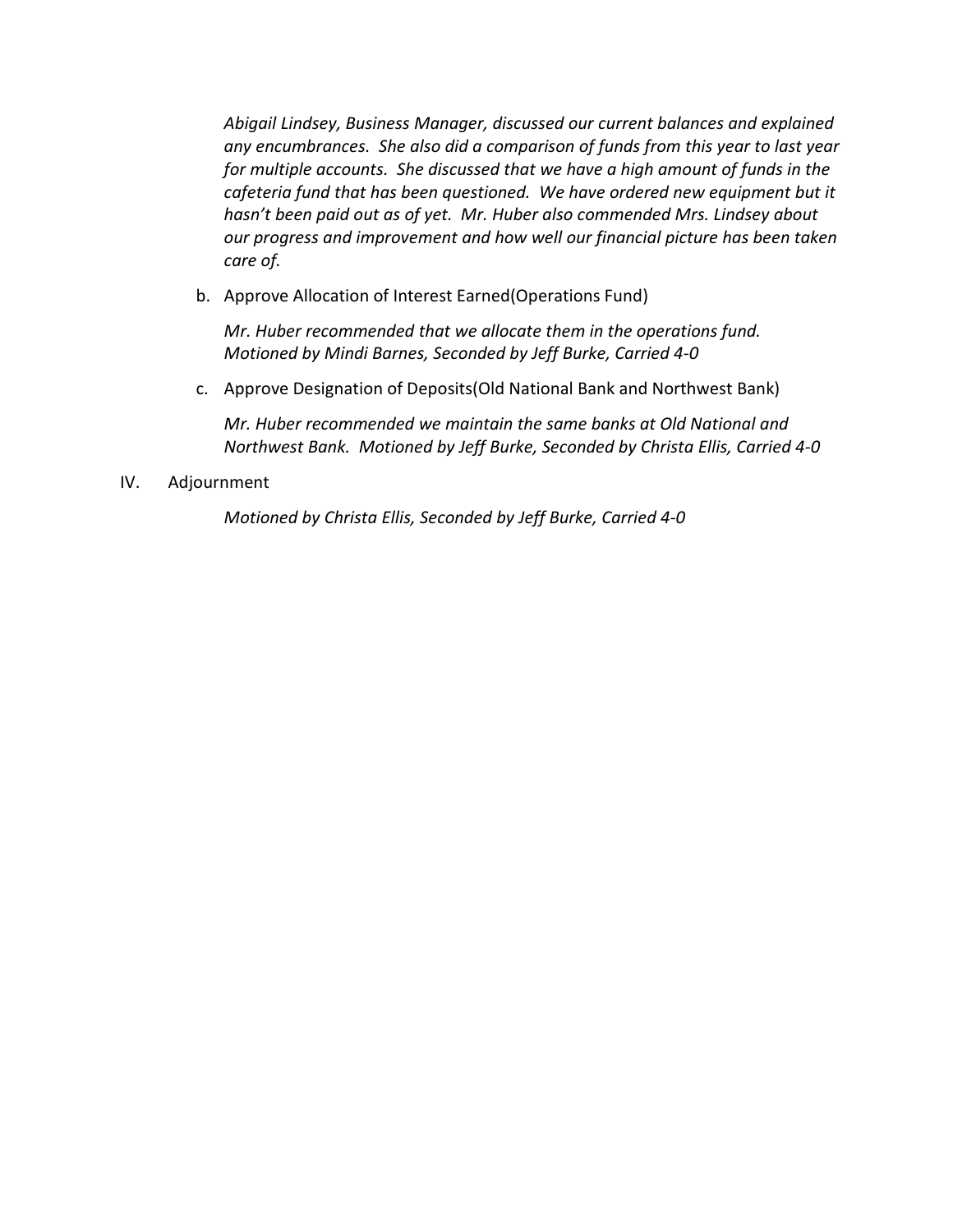*Abigail Lindsey, Business Manager, discussed our current balances and explained any encumbrances. She also did a comparison of funds from this year to last year for multiple accounts. She discussed that we have a high amount of funds in the cafeteria fund that has been questioned. We have ordered new equipment but it hasn't been paid out as of yet. Mr. Huber also commended Mrs. Lindsey about our progress and improvement and how well our financial picture has been taken care of.*

b. Approve Allocation of Interest Earned(Operations Fund)

*Mr. Huber recommended that we allocate them in the operations fund. Motioned by Mindi Barnes, Seconded by Jeff Burke, Carried 4-0*

c. Approve Designation of Deposits(Old National Bank and Northwest Bank)

*Mr. Huber recommended we maintain the same banks at Old National and Northwest Bank. Motioned by Jeff Burke, Seconded by Christa Ellis, Carried 4-0*

IV. Adjournment

*Motioned by Christa Ellis, Seconded by Jeff Burke, Carried 4-0*